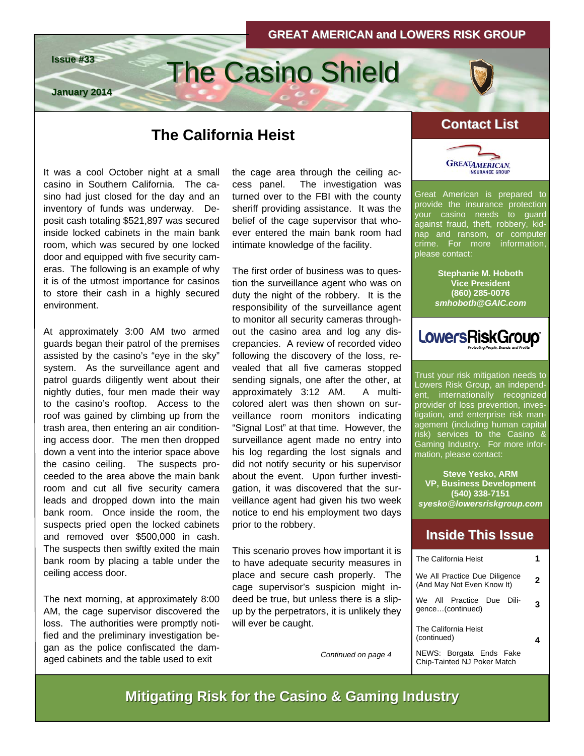**GREAT AMERICAN and LOWERS RISK GROUP**

**Issue #33**

**January 2014**

# The Casino Shield

## The California Heist

It was a cool October night at a small casino in Southern California. The casino had just closed for the day and an inventory of funds was underway. Deposit cash totaling $521,897 was secured inside locked cabinets in the main bank room, which was secured by one locked door and equipped with five security cameras. The following is an example of why it is of the utmost importance for casinos to store their cash in a highly secured environment.

At approximately 3:00 AM two armed guards began their patrol of the premises assisted by the casino's "eye in the sky" system. As the surveillance agent and patrol guards diligently went about their nightly duties, four men made their way to the casino's rooftop. Access to the roof was gained by climbing up from the trash area, then entering an air conditioning access door. The men then dropped down a vent into the interior space above the casino ceiling. The suspects proceeded to the area above the main bank room and cut all five security camera leads and dropped down into the main bank room. Once inside the room, the suspects pried open the locked cabinets and removed over $500,000 in cash. The suspects then swiftly exited the main bank room by placing a table under the ceiling access door.

The next morning, at approximately 8:00 AM, the cage supervisor discovered the loss. The authorities were promptly notified and the preliminary investigation began as the police confiscated the damaged cabinets and the table used to exit the cage area through the ceiling access panel. The investigation was turned over to the FBI with the county sheriff providing assistance. It was the belief of the cage supervisor that whoever entered the main bank room had intimate knowledge of the facility.

The first order of business was to question the surveillance agent who was on duty the night of the robbery. It is the responsibility of the surveillance agent to monitor all security cameras throughout the casino area and log any discrepancies. A review of recorded video following the discovery of the loss, revealed that all five cameras stopped sending signals, one after the other, at approximately 3:12 AM. A multi-colored alert was then shown on surveillance room monitors indicating "Signal Lost" at that time. However, the surveillance agent made no entry into his log regarding the lost signals and did not notify security or his supervisor about the event. Upon further investigation, it was discovered that the surveillance agent had given his two week notice to end his employment two days prior to the robbery.

This scenario proves how important it is to have adequate security measures in place and secure cash properly. The cage supervisor's suspicion might indeed be true, but unless there is a slip-up by the perpetrators, it is unlikely they will ever be caught.

*Continued on page 4*

## Contact List

Great American is prepared to provide the insurance protection your casino needs to guard against fraud, theft, robbery, kidnap and ransom, or computer crime. For more information, please contact:

**Stephanie M. Hoboth**
**Vice President**
**(860) 285-0076**
***smhoboth@GAIC.com***

Trust your risk mitigation needs to Lowers Risk Group, an independent, internationally recognized provider of loss prevention, investigation, and enterprise risk management (including human capital risk) services to the Casino & Gaming Industry. For more information, please contact:

**Steve Yesko, ARM**
**VP, Business Development**
**(540) 338-7151**
***syesko@lowersriskgroup.com***

## Inside This Issue

| | |
|---|---|
| The California Heist | 1 |
| We All Practice Due Diligence (And May Not Even Know It) | 2 |
| We All Practice Due Diligence…(continued) | 3 |
| The California Heist (continued) | 4 |
| NEWS: Borgata Ends Fake Chip-Tainted NJ Poker Match | |

**Mitigating Risk for the Casino & Gaming Industry**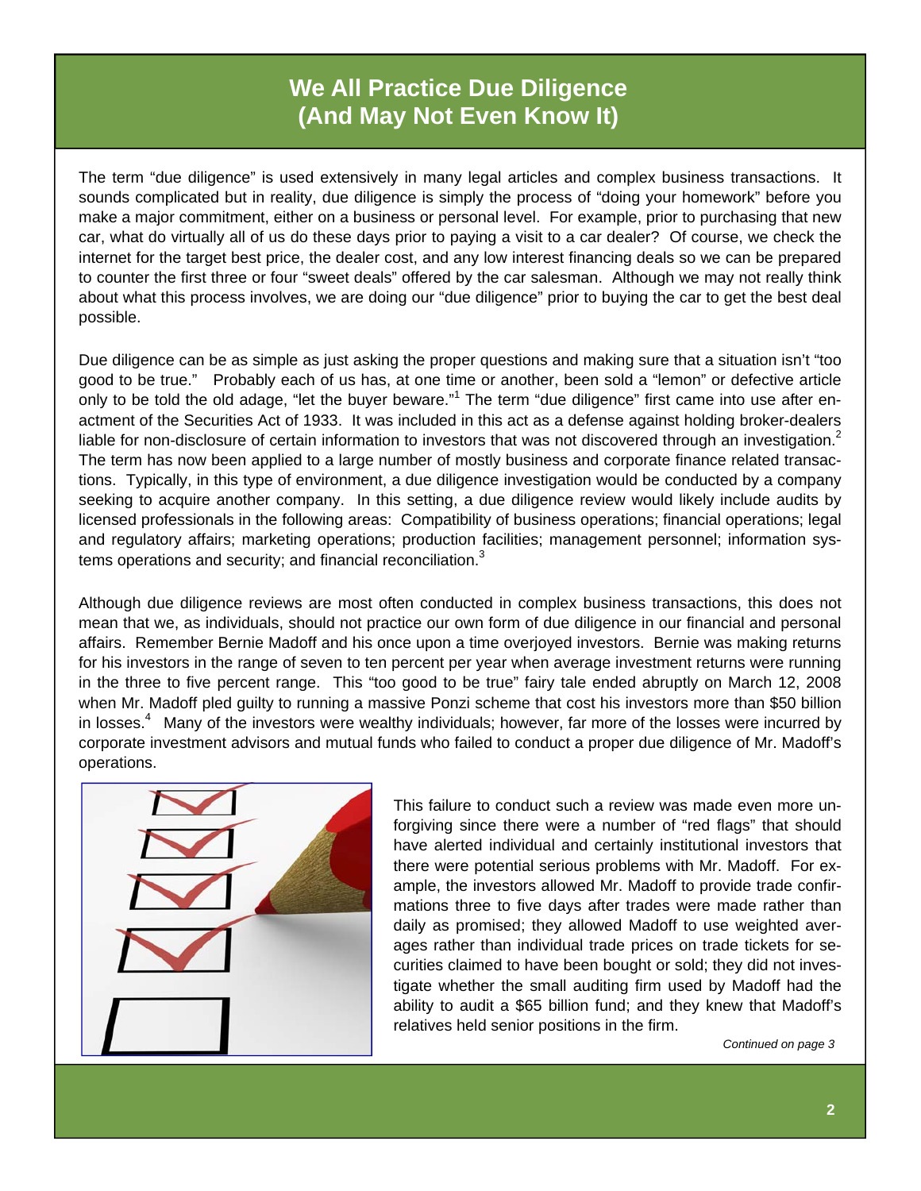# We All Practice Due Diligence (And May Not Even Know It)

The term "due diligence" is used extensively in many legal articles and complex business transactions. It sounds complicated but in reality, due diligence is simply the process of "doing your homework" before you make a major commitment, either on a business or personal level. For example, prior to purchasing that new car, what do virtually all of us do these days prior to paying a visit to a car dealer? Of course, we check the internet for the target best price, the dealer cost, and any low interest financing deals so we can be prepared to counter the first three or four "sweet deals" offered by the car salesman. Although we may not really think about what this process involves, we are doing our "due diligence" prior to buying the car to get the best deal possible.

Due diligence can be as simple as just asking the proper questions and making sure that a situation isn't "too good to be true." Probably each of us has, at one time or another, been sold a "lemon" or defective article only to be told the old adage, "let the buyer beware."[1] The term "due diligence" first came into use after enactment of the Securities Act of 1933. It was included in this act as a defense against holding broker-dealers liable for non-disclosure of certain information to investors that was not discovered through an investigation.[2] The term has now been applied to a large number of mostly business and corporate finance related transactions. Typically, in this type of environment, a due diligence investigation would be conducted by a company seeking to acquire another company. In this setting, a due diligence review would likely include audits by licensed professionals in the following areas: Compatibility of business operations; financial operations; legal and regulatory affairs; marketing operations; production facilities; management personnel; information systems operations and security; and financial reconciliation.[3]

Although due diligence reviews are most often conducted in complex business transactions, this does not mean that we, as individuals, should not practice our own form of due diligence in our financial and personal affairs. Remember Bernie Madoff and his once upon a time overjoyed investors. Bernie was making returns for his investors in the range of seven to ten percent per year when average investment returns were running in the three to five percent range. This "too good to be true" fairy tale ended abruptly on March 12, 2008 when Mr. Madoff pled guilty to running a massive Ponzi scheme that cost his investors more than $50 billion in losses.[4] Many of the investors were wealthy individuals; however, far more of the losses were incurred by corporate investment advisors and mutual funds who failed to conduct a proper due diligence of Mr. Madoff's operations.

This failure to conduct such a review was made even more unforgiving since there were a number of "red flags" that should have alerted individual and certainly institutional investors that there were potential serious problems with Mr. Madoff. For example, the investors allowed Mr. Madoff to provide trade confirmations three to five days after trades were made rather than daily as promised; they allowed Madoff to use weighted averages rather than individual trade prices on trade tickets for securities claimed to have been bought or sold; they did not investigate whether the small auditing firm used by Madoff had the ability to audit a $65 billion fund; and they knew that Madoff's relatives held senior positions in the firm.

*Continued on page 3*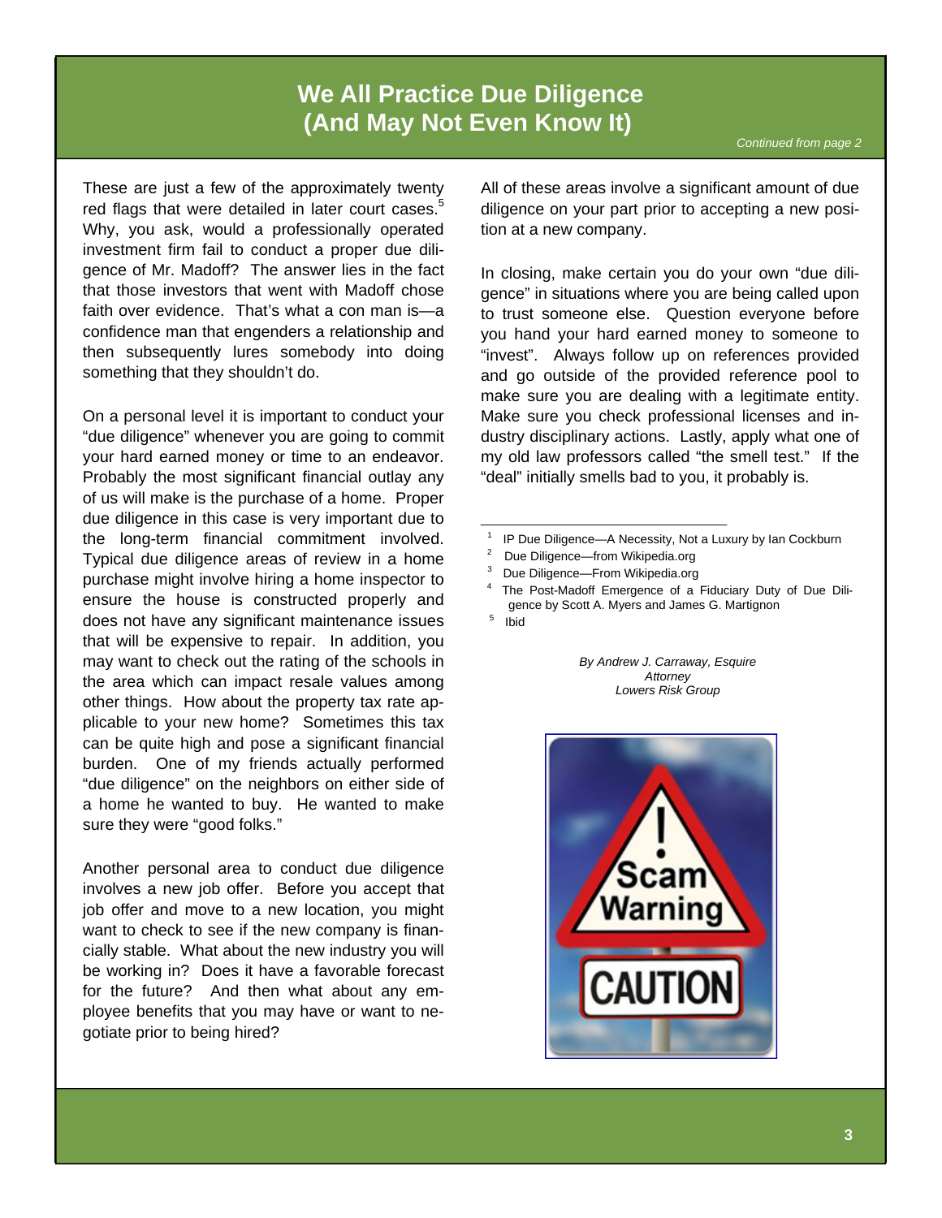# We All Practice Due Diligence (And May Not Even Know It)

*Continued from page 2*

These are just a few of the approximately twenty red flags that were detailed in later court cases.[5] Why, you ask, would a professionally operated investment firm fail to conduct a proper due diligence of Mr. Madoff? The answer lies in the fact that those investors that went with Madoff chose faith over evidence. That's what a con man is—a confidence man that engenders a relationship and then subsequently lures somebody into doing something that they shouldn't do.

On a personal level it is important to conduct your "due diligence" whenever you are going to commit your hard earned money or time to an endeavor. Probably the most significant financial outlay any of us will make is the purchase of a home. Proper due diligence in this case is very important due to the long-term financial commitment involved. Typical due diligence areas of review in a home purchase might involve hiring a home inspector to ensure the house is constructed properly and does not have any significant maintenance issues that will be expensive to repair. In addition, you may want to check out the rating of the schools in the area which can impact resale values among other things. How about the property tax rate applicable to your new home? Sometimes this tax can be quite high and pose a significant financial burden. One of my friends actually performed "due diligence" on the neighbors on either side of a home he wanted to buy. He wanted to make sure they were "good folks."

Another personal area to conduct due diligence involves a new job offer. Before you accept that job offer and move to a new location, you might want to check to see if the new company is financially stable. What about the new industry you will be working in? Does it have a favorable forecast for the future? And then what about any employee benefits that you may have or want to negotiate prior to being hired?

All of these areas involve a significant amount of due diligence on your part prior to accepting a new position at a new company.

In closing, make certain you do your own "due diligence" in situations where you are being called upon to trust someone else. Question everyone before you hand your hard earned money to someone to "invest". Always follow up on references provided and go outside of the provided reference pool to make sure you are dealing with a legitimate entity. Make sure you check professional licenses and industry disciplinary actions. Lastly, apply what one of my old law professors called "the smell test." If the "deal" initially smells bad to you, it probably is.

---

1. IP Due Diligence—A Necessity, Not a Luxury by Ian Cockburn
2. Due Diligence—from Wikipedia.org
3. Due Diligence—From Wikipedia.org
4. The Post-Madoff Emergence of a Fiduciary Duty of Due Diligence by Scott A. Myers and James G. Martignon
5. Ibid

*By Andrew J. Carraway, Esquire*
*Attorney*
*Lowers Risk Group*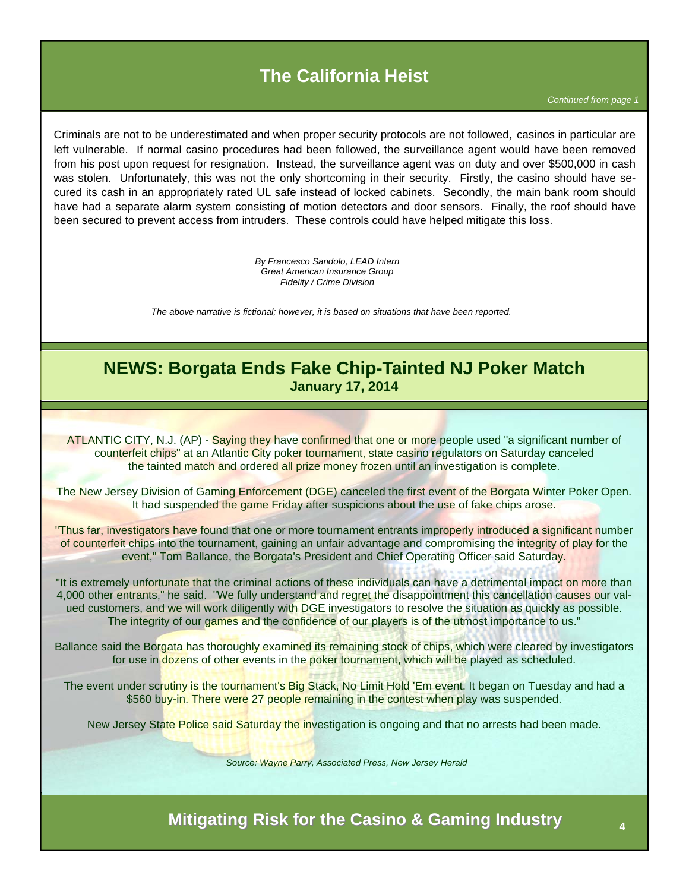## The California Heist

*Continued from page 1*

Criminals are not to be underestimated and when proper security protocols are not followed, casinos in particular are left vulnerable. If normal casino procedures had been followed, the surveillance agent would have been removed from his post upon request for resignation. Instead, the surveillance agent was on duty and over $500,000 in cash was stolen. Unfortunately, this was not the only shortcoming in their security. Firstly, the casino should have secured its cash in an appropriately rated UL safe instead of locked cabinets. Secondly, the main bank room should have had a separate alarm system consisting of motion detectors and door sensors. Finally, the roof should have been secured to prevent access from intruders. These controls could have helped mitigate this loss.

*By Francesco Sandolo, LEAD Intern*
*Great American Insurance Group*
*Fidelity / Crime Division*

*The above narrative is fictional; however, it is based on situations that have been reported.*

## NEWS: Borgata Ends Fake Chip-Tainted NJ Poker Match

**January 17, 2014**

ATLANTIC CITY, N.J. (AP) - Saying they have confirmed that one or more people used "a significant number of counterfeit chips" at an Atlantic City poker tournament, state casino regulators on Saturday canceled the tainted match and ordered all prize money frozen until an investigation is complete.

The New Jersey Division of Gaming Enforcement (DGE) canceled the first event of the Borgata Winter Poker Open. It had suspended the game Friday after suspicions about the use of fake chips arose.

"Thus far, investigators have found that one or more tournament entrants improperly introduced a significant number of counterfeit chips into the tournament, gaining an unfair advantage and compromising the integrity of play for the event," Tom Ballance, the Borgata's President and Chief Operating Officer said Saturday.

"It is extremely unfortunate that the criminal actions of these individuals can have a detrimental impact on more than 4,000 other entrants," he said. "We fully understand and regret the disappointment this cancellation causes our valued customers, and we will work diligently with DGE investigators to resolve the situation as quickly as possible. The integrity of our games and the confidence of our players is of the utmost importance to us."

Ballance said the Borgata has thoroughly examined its remaining stock of chips, which were cleared by investigators for use in dozens of other events in the poker tournament, which will be played as scheduled.

The event under scrutiny is the tournament's Big Stack, No Limit Hold 'Em event. It began on Tuesday and had a $560 buy-in. There were 27 people remaining in the contest when play was suspended.

New Jersey State Police said Saturday the investigation is ongoing and that no arrests had been made.

*Source: Wayne Parry, Associated Press, New Jersey Herald*